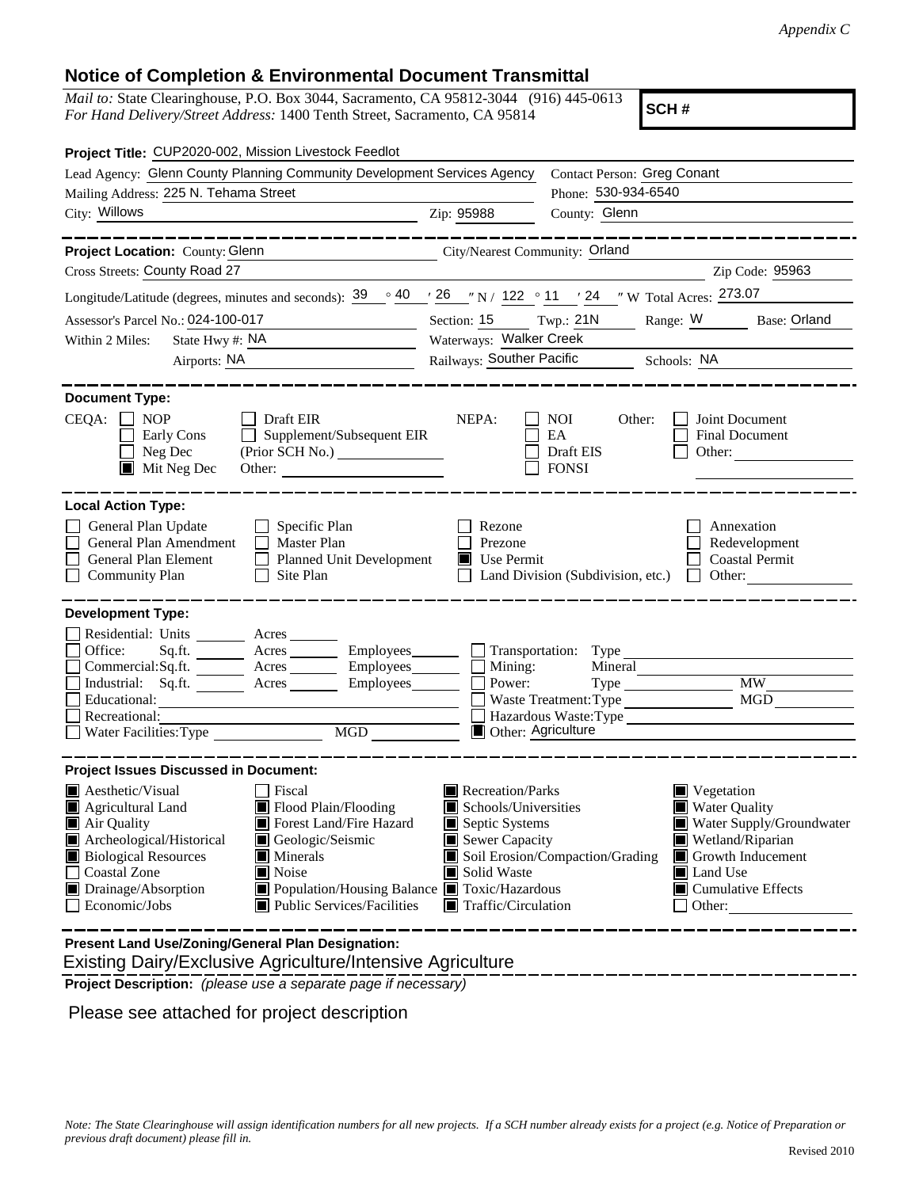*Appendix C*

## Notice of Completion & Environmental Document Transmittal

*Mail to:* State Clearinghouse, P.O. Box 3044, Sacramento, CA 95812-3044 (916) 445-0613
*For Hand Delivery/Street Address:* 1400 Tenth Street, Sacramento, CA 95814

**SCH #**

**Project Title:** CUP2020-002, Mission Livestock Feedlot

Lead Agency: Glenn County Planning Community Development Services Agency
Contact Person: Greg Conant
Mailing Address: 225 N. Tehama Street
Phone: 530-934-6540
City: Willows Zip: 95988
County: Glenn

---

**Project Location:** County: Glenn City/Nearest Community: Orland
Cross Streets: County Road 27 Zip Code: 95963
Longitude/Latitude (degrees, minutes and seconds): 39 ° 40 ′ 26 ″ N / 122 ° 11 ′ 24 ″ W Total Acres: 273.07
Assessor's Parcel No.: 024-100-017 Section: 15 Twp.: 21N Range: W Base: Orland
Within 2 Miles: State Hwy #: NA Waterways: Walker Creek
Airports: NA Railways: Souther Pacific Schools: NA

---

**Document Type:**

CEQA: ☐ NOP ☐ Early Cons ☐ Neg Dec ■ Mit Neg Dec ☐ Draft EIR ☐ Supplement/Subsequent EIR (Prior SCH No.) ______ Other: ______

NEPA: ☐ NOI ☐ EA ☐ Draft EIS ☐ FONSI

Other: ☐ Joint Document ☐ Final Document ☐ Other: ______

---

**Local Action Type:**

☐ General Plan Update ☐ General Plan Amendment ☐ General Plan Element ☐ Community Plan ☐ Specific Plan ☐ Master Plan ☐ Planned Unit Development ☐ Site Plan ☐ Rezone ☐ Prezone ■ Use Permit ☐ Land Division (Subdivision, etc.) ☐ Annexation ☐ Redevelopment ☐ Coastal Permit ☐ Other: ______

---

**Development Type:**

☐ Residential: Units ______ Acres ______
☐ Office: Sq.ft. ______ Acres ______ Employees ______
☐ Commercial: Sq.ft. ______ Acres ______ Employees ______
☐ Industrial: Sq.ft. ______ Acres ______ Employees ______
☐ Educational: ______
☐ Recreational: ______
☐ Water Facilities: Type ______ MGD ______
☐ Transportation: Type ______
☐ Mining: Mineral ______
☐ Power: Type ______ MW ______
☐ Waste Treatment: Type ______ MGD ______
☐ Hazardous Waste: Type ______
■ Other: Agriculture

---

**Project Issues Discussed in Document:**

■ Aesthetic/Visual
■ Agricultural Land
■ Air Quality
■ Archeological/Historical
■ Biological Resources
☐ Coastal Zone
■ Drainage/Absorption
☐ Economic/Jobs
☐ Fiscal
■ Flood Plain/Flooding
■ Forest Land/Fire Hazard
■ Geologic/Seismic
■ Minerals
■ Noise
■ Population/Housing Balance
■ Public Services/Facilities
■ Recreation/Parks
■ Schools/Universities
■ Septic Systems
■ Sewer Capacity
■ Soil Erosion/Compaction/Grading
■ Solid Waste
■ Toxic/Hazardous
■ Traffic/Circulation
■ Vegetation
■ Water Quality
■ Water Supply/Groundwater
■ Wetland/Riparian
■ Growth Inducement
■ Land Use
■ Cumulative Effects
☐ Other: ______

---

**Present Land Use/Zoning/General Plan Designation:**

Existing Dairy/Exclusive Agriculture/Intensive Agriculture

**Project Description:** *(please use a separate page if necessary)*

Please see attached for project description

*Note: The State Clearinghouse will assign identification numbers for all new projects. If a SCH number already exists for a project (e.g. Notice of Preparation or previous draft document) please fill in.*

Revised 2010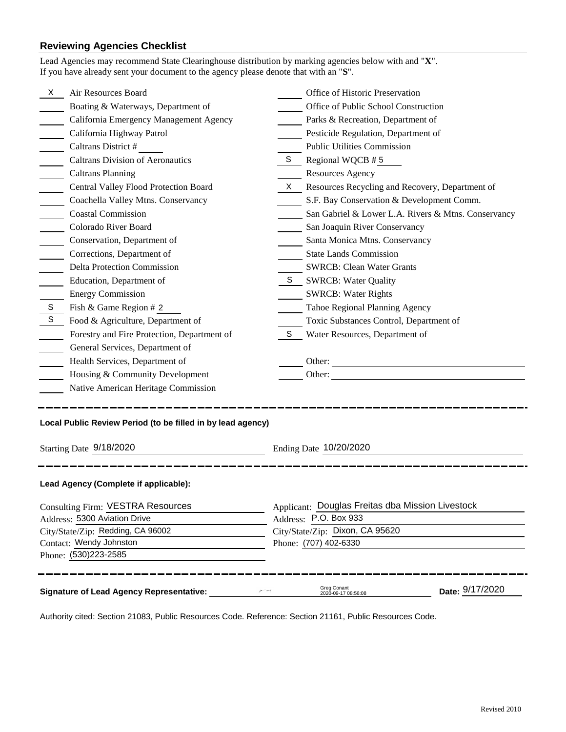## Reviewing Agencies Checklist

Lead Agencies may recommend State Clearinghouse distribution by marking agencies below with and "**X**".
If you have already sent your document to the agency please denote that with an "**S**".

| | | | |
|---|---|---|---|
| X | Air Resources Board | | Office of Historic Preservation |
| | Boating & Waterways, Department of | | Office of Public School Construction |
| | California Emergency Management Agency | | Parks & Recreation, Department of |
| | California Highway Patrol | | Pesticide Regulation, Department of |
| | Caltrans District # | | Public Utilities Commission |
| | Caltrans Division of Aeronautics | S | Regional WQCB # 5 |
| | Caltrans Planning | | Resources Agency |
| | Central Valley Flood Protection Board | X | Resources Recycling and Recovery, Department of |
| | Coachella Valley Mtns. Conservancy | | S.F. Bay Conservation & Development Comm. |
| | Coastal Commission | | San Gabriel & Lower L.A. Rivers & Mtns. Conservancy |
| | Colorado River Board | | San Joaquin River Conservancy |
| | Conservation, Department of | | Santa Monica Mtns. Conservancy |
| | Corrections, Department of | | State Lands Commission |
| | Delta Protection Commission | | SWRCB: Clean Water Grants |
| | Education, Department of | S | SWRCB: Water Quality |
| | Energy Commission | | SWRCB: Water Rights |
| S | Fish & Game Region # 2 | | Tahoe Regional Planning Agency |
| S | Food & Agriculture, Department of | | Toxic Substances Control, Department of |
| | Forestry and Fire Protection, Department of | S | Water Resources, Department of |
| | General Services, Department of | | |
| | Health Services, Department of | | Other: |
| | Housing & Community Development | | Other: |
| | Native American Heritage Commission | | |

**Local Public Review Period (to be filled in by lead agency)**

Starting Date 9/18/2020 Ending Date 10/20/2020

**Lead Agency (Complete if applicable):**

Consulting Firm: VESTRA Resources
Address: 5300 Aviation Drive
City/State/Zip: Redding, CA 96002
Contact: Wendy Johnston
Phone: (530)223-2585

Applicant: Douglas Freitas dba Mission Livestock
Address: P.O. Box 933
City/State/Zip: Dixon, CA 95620
Phone: (707) 402-6330

**Signature of Lead Agency Representative:** Greg Conant 2020-09-17 08:56:08 **Date:** 9/17/2020

Authority cited: Section 21083, Public Resources Code. Reference: Section 21161, Public Resources Code.

Revised 2010